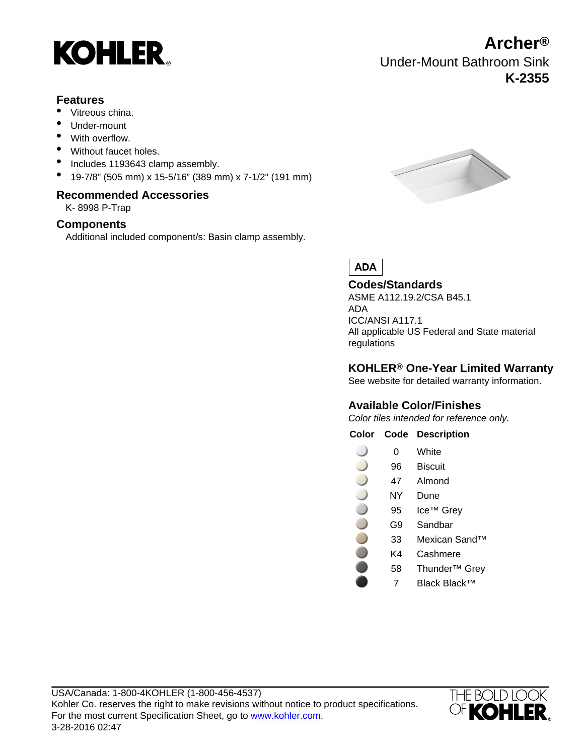# KOHLER

## Archer®

Under-Mount Bathroom Sink

**K-2355**

### Features

- Vitreous china.
- Under-mount
- With overflow.
- Without faucet holes.
- Includes 1193643 clamp assembly.
- 19-7/8" (505 mm) x 15-5/16" (389 mm) x 7-1/2" (191 mm)

### Recommended Accessories

K- 8998 P-Trap

### Components

Additional included component/s: Basin clamp assembly.

**ADA**

### Codes/Standards

ASME A112.19.2/CSA B45.1
ADA
ICC/ANSI A117.1
All applicable US Federal and State material regulations

### KOHLER® One-Year Limited Warranty

See website for detailed warranty information.

### Available Color/Finishes

*Color tiles intended for reference only.*

| Color | Code | Description |
|---|---|---|
| | 0 | White |
| | 96 | Biscuit |
| | 47 | Almond |
| | NY | Dune |
| | 95 | Ice™ Grey |
| | G9 | Sandbar |
| | 33 | Mexican Sand™ |
| | K4 | Cashmere |
| | 58 | Thunder™ Grey |
| | 7 | Black Black™ |

USA/Canada: 1-800-4KOHLER (1-800-456-4537)
Kohler Co. reserves the right to make revisions without notice to product specifications.
For the most current Specification Sheet, go to www.kohler.com.
3-28-2016 02:47

THE BOLD LOOK OF KOHLER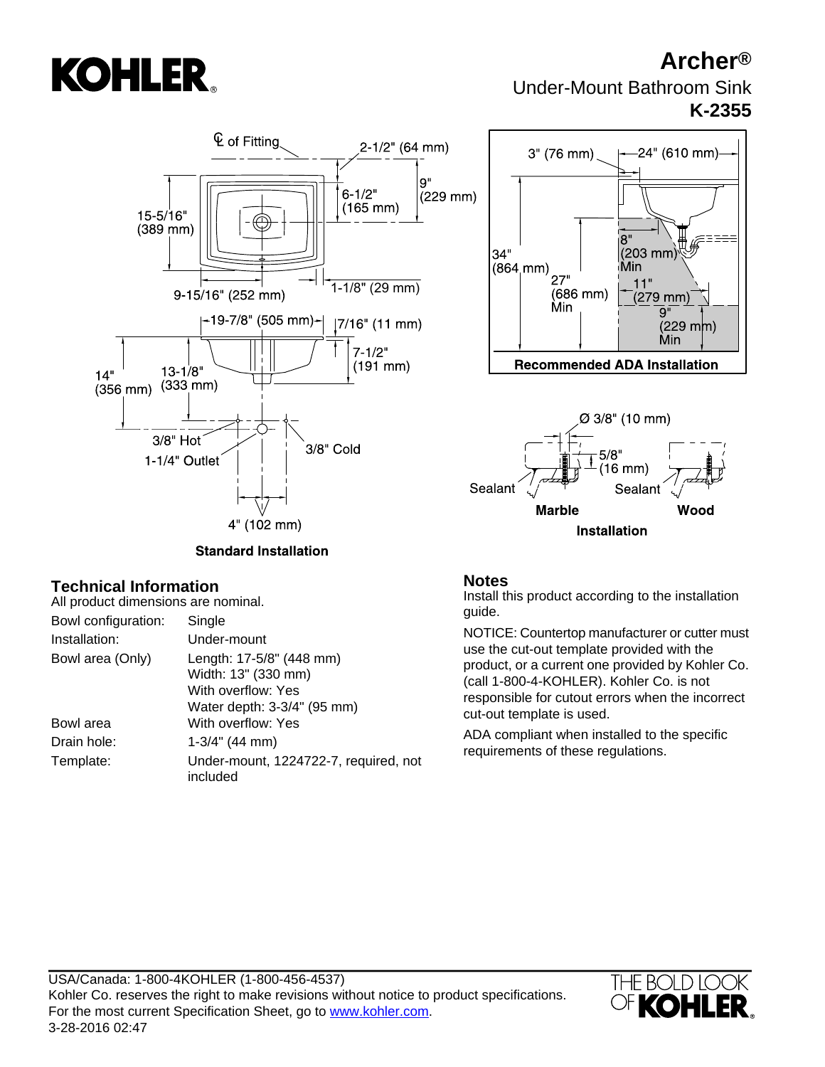# KOHLER

## Archer®

### Under-Mount Bathroom Sink

### K-2355

℄ of Fitting
2-1/2" (64 mm)
9" (229 mm)
6-1/2" (165 mm)
15-5/16" (389 mm)
9-15/16" (252 mm)
1-1/8" (29 mm)
19-7/8" (505 mm)
7/16" (11 mm)
7-1/2" (191 mm)
14" (356 mm)
13-1/8" (333 mm)
3/8" Hot
1-1/4" Outlet
3/8" Cold
4" (102 mm)

**Standard Installation**

3" (76 mm)
24" (610 mm)
34" (864 mm)
27" (686 mm) Min
8" (203 mm) Min
11" (279 mm)
9" (229 mm) Min

**Recommended ADA Installation**

Ø 3/8" (10 mm)
5/8" (16 mm)
Sealant
Sealant
**Marble**
**Wood**

**Installation**

## Technical Information

All product dimensions are nominal.

| | |
|---|---|
| Bowl configuration: | Single |
| Installation: | Under-mount |
| Bowl area (Only) | Length: 17-5/8" (448 mm)<br>Width: 13" (330 mm)<br>With overflow: Yes<br>Water depth: 3-3/4" (95 mm) |
| Bowl area | With overflow: Yes |
| Drain hole: | 1-3/4" (44 mm) |
| Template: | Under-mount, 1224722-7, required, not included |

## Notes

Install this product according to the installation guide.

NOTICE: Countertop manufacturer or cutter must use the cut-out template provided with the product, or a current one provided by Kohler Co. (call 1-800-4-KOHLER). Kohler Co. is not responsible for cutout errors when the incorrect cut-out template is used.

ADA compliant when installed to the specific requirements of these regulations.

USA/Canada: 1-800-4KOHLER (1-800-456-4537)
Kohler Co. reserves the right to make revisions without notice to product specifications.
For the most current Specification Sheet, go to www.kohler.com.
3-28-2016 02:47

THE BOLD LOOK OF KOHLER